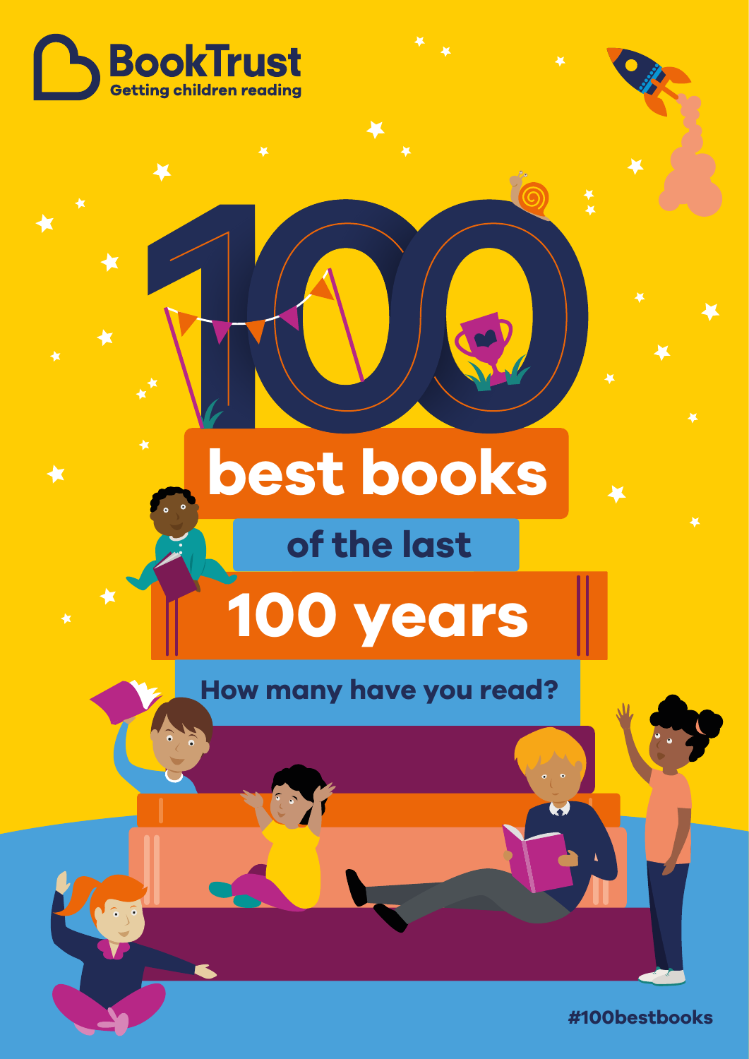BookTrust

Getting children reading

# 100 best books of the last 100 years

## How many have you read?

#100bestbooks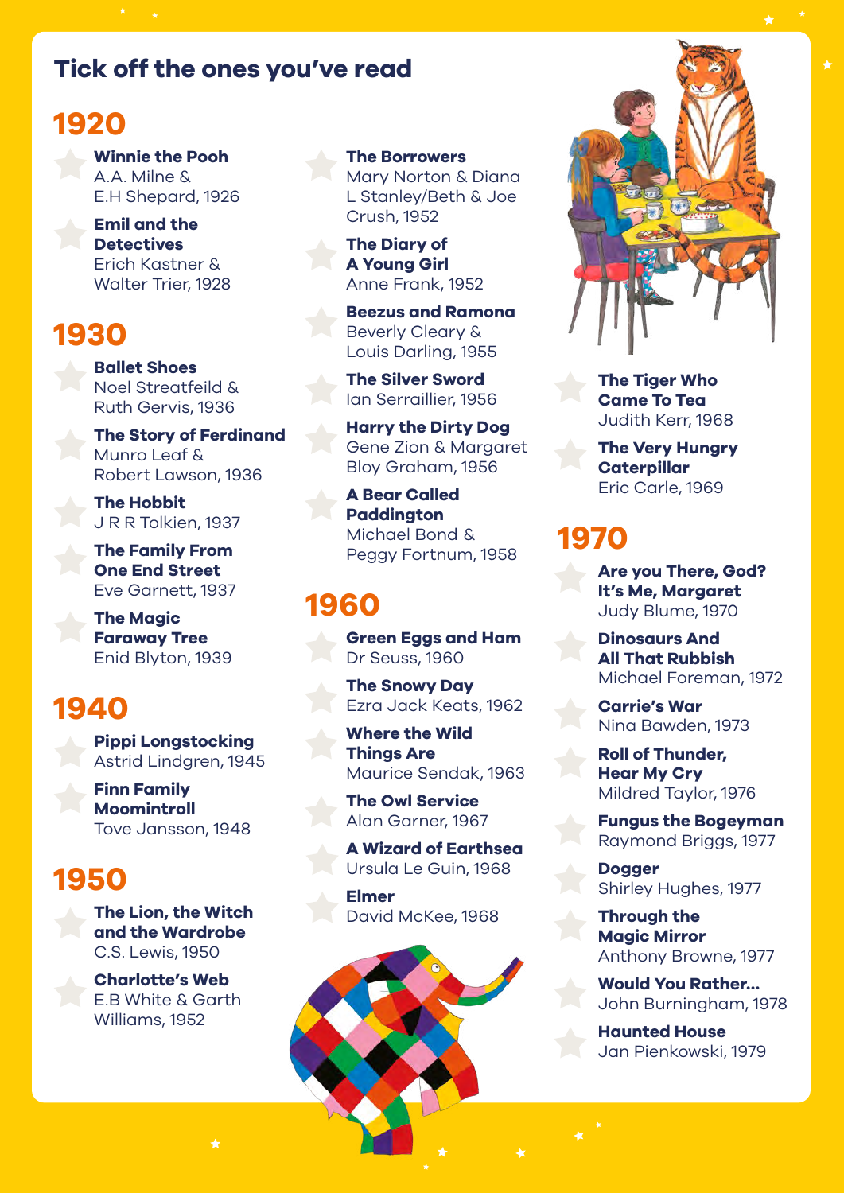# Tick off the ones you've read

## 1920

- **Winnie the Pooh**
  A.A. Milne & E.H Shepard, 1926
- **Emil and the Detectives**
  Erich Kastner & Walter Trier, 1928

## 1930

- **Ballet Shoes**
  Noel Streatfeild & Ruth Gervis, 1936
- **The Story of Ferdinand**
  Munro Leaf & Robert Lawson, 1936
- **The Hobbit**
  J R R Tolkien, 1937
- **The Family From One End Street**
  Eve Garnett, 1937
- **The Magic Faraway Tree**
  Enid Blyton, 1939

## 1940

- **Pippi Longstocking**
  Astrid Lindgren, 1945
- **Finn Family Moomintroll**
  Tove Jansson, 1948

## 1950

- **The Lion, the Witch and the Wardrobe**
  C.S. Lewis, 1950
- **Charlotte's Web**
  E.B White & Garth Williams, 1952
- **The Borrowers**
  Mary Norton & Diana L Stanley/Beth & Joe Crush, 1952
- **The Diary of A Young Girl**
  Anne Frank, 1952
- **Beezus and Ramona**
  Beverly Cleary & Louis Darling, 1955
- **The Silver Sword**
  Ian Serraillier, 1956
- **Harry the Dirty Dog**
  Gene Zion & Margaret Bloy Graham, 1956
- **A Bear Called Paddington**
  Michael Bond & Peggy Fortnum, 1958

## 1960

- **Green Eggs and Ham**
  Dr Seuss, 1960
- **The Snowy Day**
  Ezra Jack Keats, 1962
- **Where the Wild Things Are**
  Maurice Sendak, 1963
- **The Owl Service**
  Alan Garner, 1967
- **A Wizard of Earthsea**
  Ursula Le Guin, 1968
- **Elmer**
  David McKee, 1968
- **The Tiger Who Came To Tea**
  Judith Kerr, 1968
- **The Very Hungry Caterpillar**
  Eric Carle, 1969

## 1970

- **Are you There, God? It's Me, Margaret**
  Judy Blume, 1970
- **Dinosaurs And All That Rubbish**
  Michael Foreman, 1972
- **Carrie's War**
  Nina Bawden, 1973
- **Roll of Thunder, Hear My Cry**
  Mildred Taylor, 1976
- **Fungus the Bogeyman**
  Raymond Briggs, 1977
- **Dogger**
  Shirley Hughes, 1977
- **Through the Magic Mirror**
  Anthony Browne, 1977
- **Would You Rather...**
  John Burningham, 1978
- **Haunted House**
  Jan Pienkowski, 1979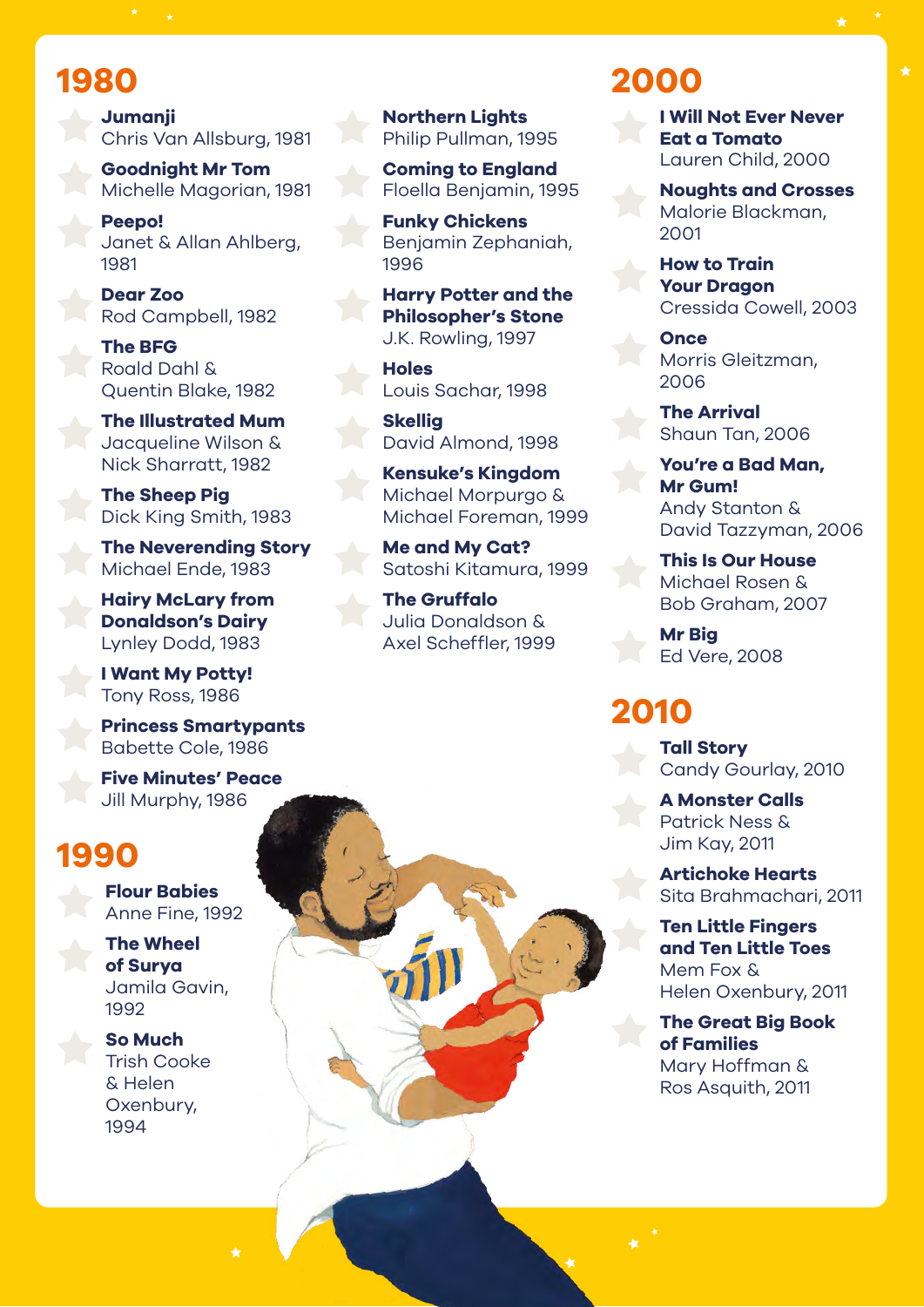## 1980

- **Jumanji**
  Chris Van Allsburg, 1981
- **Goodnight Mr Tom**
  Michelle Magorian, 1981
- **Peepo!**
  Janet & Allan Ahlberg, 1981
- **Dear Zoo**
  Rod Campbell, 1982
- **The BFG**
  Roald Dahl & Quentin Blake, 1982
- **The Illustrated Mum**
  Jacqueline Wilson & Nick Sharratt, 1982
- **The Sheep Pig**
  Dick King Smith, 1983
- **The Neverending Story**
  Michael Ende, 1983
- **Hairy McLary from Donaldson's Dairy**
  Lynley Dodd, 1983
- **I Want My Potty!**
  Tony Ross, 1986
- **Princess Smartypants**
  Babette Cole, 1986
- **Five Minutes' Peace**
  Jill Murphy, 1986

## 1990

- **Flour Babies**
  Anne Fine, 1992
- **The Wheel of Surya**
  Jamila Gavin, 1992
- **So Much**
  Trish Cooke & Helen Oxenbury, 1994
- **Northern Lights**
  Philip Pullman, 1995
- **Coming to England**
  Floella Benjamin, 1995
- **Funky Chickens**
  Benjamin Zephaniah, 1996
- **Harry Potter and the Philosopher's Stone**
  J.K. Rowling, 1997
- **Holes**
  Louis Sachar, 1998
- **Skellig**
  David Almond, 1998
- **Kensuke's Kingdom**
  Michael Morpurgo & Michael Foreman, 1999
- **Me and My Cat?**
  Satoshi Kitamura, 1999
- **The Gruffalo**
  Julia Donaldson & Axel Scheffler, 1999

## 2000

- **I Will Not Ever Never Eat a Tomato**
  Lauren Child, 2000
- **Noughts and Crosses**
  Malorie Blackman, 2001
- **How to Train Your Dragon**
  Cressida Cowell, 2003
- **Once**
  Morris Gleitzman, 2006
- **The Arrival**
  Shaun Tan, 2006
- **You're a Bad Man, Mr Gum!**
  Andy Stanton & David Tazzyman, 2006
- **This Is Our House**
  Michael Rosen & Bob Graham, 2007
- **Mr Big**
  Ed Vere, 2008

## 2010

- **Tall Story**
  Candy Gourlay, 2010
- **A Monster Calls**
  Patrick Ness & Jim Kay, 2011
- **Artichoke Hearts**
  Sita Brahmachari, 2011
- **Ten Little Fingers and Ten Little Toes**
  Mem Fox & Helen Oxenbury, 2011
- **The Great Big Book of Families**
  Mary Hoffman & Ros Asquith, 2011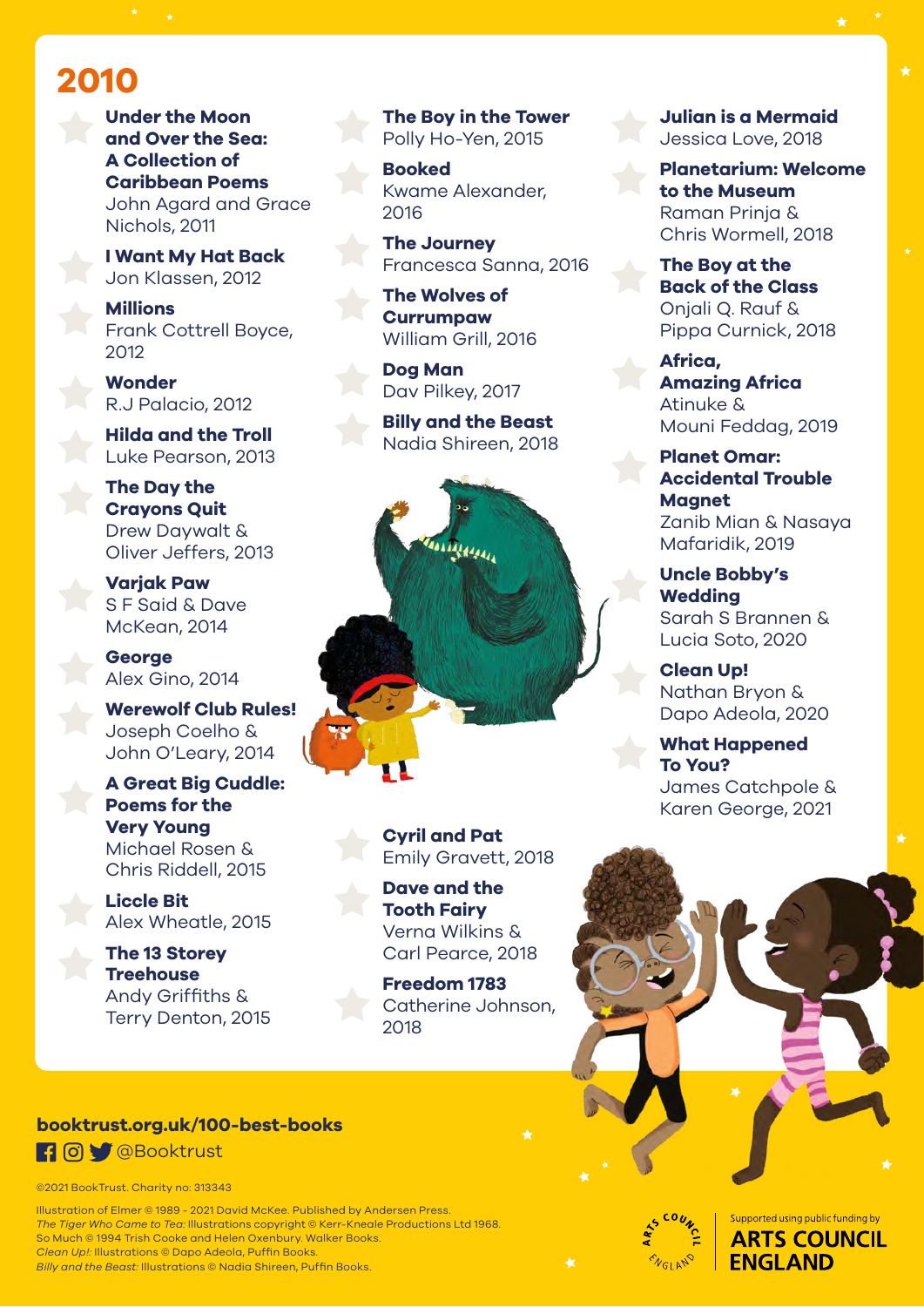## 2010

- **Under the Moon and Over the Sea: A Collection of Caribbean Poems**
  John Agard and Grace Nichols, 2011
- **I Want My Hat Back**
  Jon Klassen, 2012
- **Millions**
  Frank Cottrell Boyce, 2012
- **Wonder**
  R.J Palacio, 2012
- **Hilda and the Troll**
  Luke Pearson, 2013
- **The Day the Crayons Quit**
  Drew Daywalt & Oliver Jeffers, 2013
- **Varjak Paw**
  S F Said & Dave McKean, 2014
- **George**
  Alex Gino, 2014
- **Werewolf Club Rules!**
  Joseph Coelho & John O'Leary, 2014
- **A Great Big Cuddle: Poems for the Very Young**
  Michael Rosen & Chris Riddell, 2015
- **Liccle Bit**
  Alex Wheatle, 2015
- **The 13 Storey Treehouse**
  Andy Griffiths & Terry Denton, 2015
- **The Boy in the Tower**
  Polly Ho-Yen, 2015
- **Booked**
  Kwame Alexander, 2016
- **The Journey**
  Francesca Sanna, 2016
- **The Wolves of Currumpaw**
  William Grill, 2016
- **Dog Man**
  Dav Pilkey, 2017
- **Billy and the Beast**
  Nadia Shireen, 2018
- **Cyril and Pat**
  Emily Gravett, 2018
- **Dave and the Tooth Fairy**
  Verna Wilkins & Carl Pearce, 2018
- **Freedom 1783**
  Catherine Johnson, 2018
- **Julian is a Mermaid**
  Jessica Love, 2018
- **Planetarium: Welcome to the Museum**
  Raman Prinja & Chris Wormell, 2018
- **The Boy at the Back of the Class**
  Onjali Q. Rauf & Pippa Curnick, 2018
- **Africa, Amazing Africa**
  Atinuke & Mouni Feddag, 2019
- **Planet Omar: Accidental Trouble Magnet**
  Zanib Mian & Nasaya Mafaridik, 2019
- **Uncle Bobby's Wedding**
  Sarah S Brannen & Lucia Soto, 2020
- **Clean Up!**
  Nathan Bryon & Dapo Adeola, 2020
- **What Happened To You?**
  James Catchpole & Karen George, 2021

**booktrust.org.uk/100-best-books**
@Booktrust

©2021 BookTrust. Charity no: 313343

Illustration of Elmer © 1989 - 2021 David McKee. Published by Andersen Press.
*The Tiger Who Came to Tea*: Illustrations copyright © Kerr-Kneale Productions Ltd 1968.
So Much © 1994 Trish Cooke and Helen Oxenbury. Walker Books.
*Clean Up!*: Illustrations © Dapo Adeola, Puffin Books.
*Billy and the Beast*: Illustrations © Nadia Shireen, Puffin Books.

Supported using public funding by ARTS COUNCIL ENGLAND